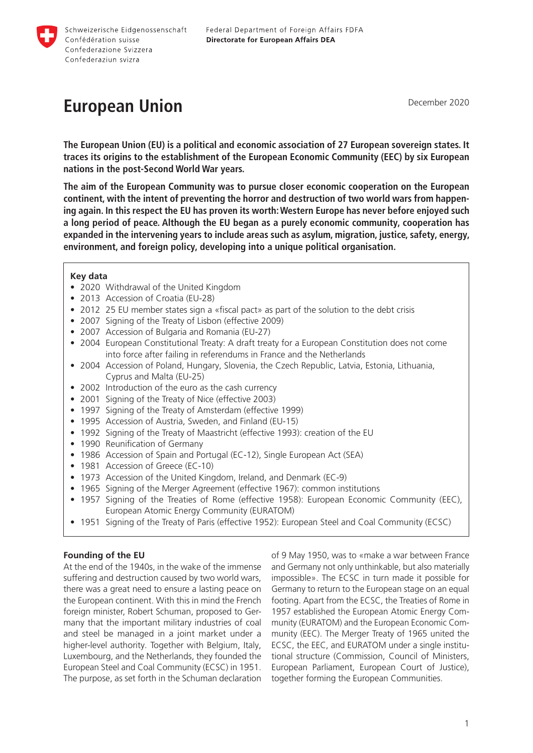Schweizerische Eidgenossenschaft
Confédération suisse
Confederazione Svizzera
Confederaziun svizra

Federal Department of Foreign Affairs FDFA
**Directorate for European Affairs DEA**

# European Union

December 2020

**The European Union (EU) is a political and economic association of 27 European sovereign states. It traces its origins to the establishment of the European Economic Community (EEC) by six European nations in the post-Second World War years.**

**The aim of the European Community was to pursue closer economic cooperation on the European continent, with the intent of preventing the horror and destruction of two world wars from happening again. In this respect the EU has proven its worth: Western Europe has never before enjoyed such a long period of peace. Although the EU began as a purely economic community, cooperation has expanded in the intervening years to include areas such as asylum, migration, justice, safety, energy, environment, and foreign policy, developing into a unique political organisation.**

**Key data**

- 2020 Withdrawal of the United Kingdom
- 2013 Accession of Croatia (EU-28)
- 2012 25 EU member states sign a «fiscal pact» as part of the solution to the debt crisis
- 2007 Signing of the Treaty of Lisbon (effective 2009)
- 2007 Accession of Bulgaria and Romania (EU-27)
- 2004 European Constitutional Treaty: A draft treaty for a European Constitution does not come into force after failing in referendums in France and the Netherlands
- 2004 Accession of Poland, Hungary, Slovenia, the Czech Republic, Latvia, Estonia, Lithuania, Cyprus and Malta (EU-25)
- 2002 Introduction of the euro as the cash currency
- 2001 Signing of the Treaty of Nice (effective 2003)
- 1997 Signing of the Treaty of Amsterdam (effective 1999)
- 1995 Accession of Austria, Sweden, and Finland (EU-15)
- 1992 Signing of the Treaty of Maastricht (effective 1993): creation of the EU
- 1990 Reunification of Germany
- 1986 Accession of Spain and Portugal (EC-12), Single European Act (SEA)
- 1981 Accession of Greece (EC-10)
- 1973 Accession of the United Kingdom, Ireland, and Denmark (EC-9)
- 1965 Signing of the Merger Agreement (effective 1967): common institutions
- 1957 Signing of the Treaties of Rome (effective 1958): European Economic Community (EEC), European Atomic Energy Community (EURATOM)
- 1951 Signing of the Treaty of Paris (effective 1952): European Steel and Coal Community (ECSC)

**Founding of the EU**

At the end of the 1940s, in the wake of the immense suffering and destruction caused by two world wars, there was a great need to ensure a lasting peace on the European continent. With this in mind the French foreign minister, Robert Schuman, proposed to Germany that the important military industries of coal and steel be managed in a joint market under a higher-level authority. Together with Belgium, Italy, Luxembourg, and the Netherlands, they founded the European Steel and Coal Community (ECSC) in 1951. The purpose, as set forth in the Schuman declaration of 9 May 1950, was to «make a war between France and Germany not only unthinkable, but also materially impossible». The ECSC in turn made it possible for Germany to return to the European stage on an equal footing. Apart from the ECSC, the Treaties of Rome in 1957 established the European Atomic Energy Community (EURATOM) and the European Economic Community (EEC). The Merger Treaty of 1965 united the ECSC, the EEC, and EURATOM under a single institutional structure (Commission, Council of Ministers, European Parliament, European Court of Justice), together forming the European Communities.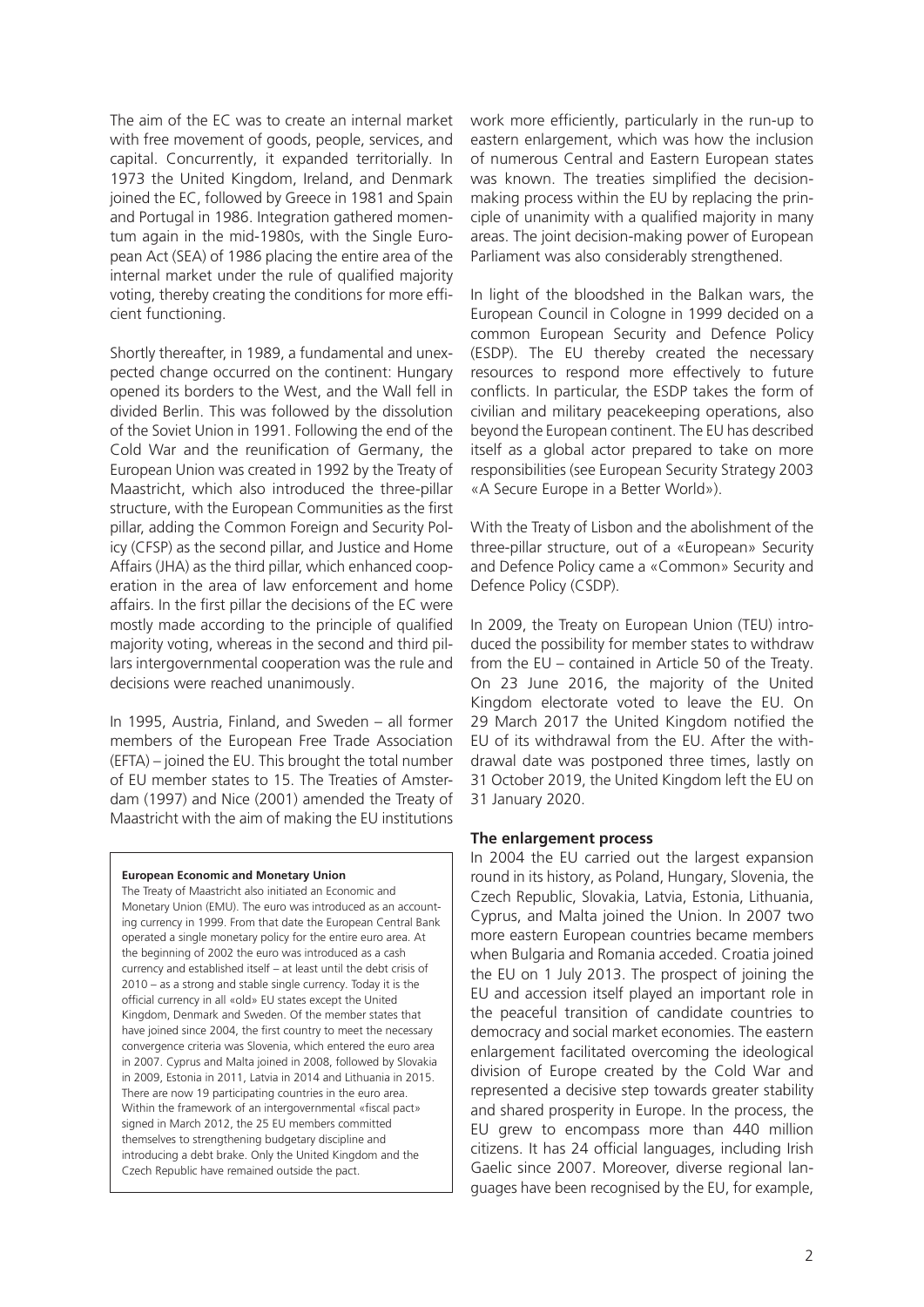The aim of the EC was to create an internal market with free movement of goods, people, services, and capital. Concurrently, it expanded territorially. In 1973 the United Kingdom, Ireland, and Denmark joined the EC, followed by Greece in 1981 and Spain and Portugal in 1986. Integration gathered momentum again in the mid-1980s, with the Single European Act (SEA) of 1986 placing the entire area of the internal market under the rule of qualified majority voting, thereby creating the conditions for more efficient functioning.

Shortly thereafter, in 1989, a fundamental and unexpected change occurred on the continent: Hungary opened its borders to the West, and the Wall fell in divided Berlin. This was followed by the dissolution of the Soviet Union in 1991. Following the end of the Cold War and the reunification of Germany, the European Union was created in 1992 by the Treaty of Maastricht, which also introduced the three-pillar structure, with the European Communities as the first pillar, adding the Common Foreign and Security Policy (CFSP) as the second pillar, and Justice and Home Affairs (JHA) as the third pillar, which enhanced cooperation in the area of law enforcement and home affairs. In the first pillar the decisions of the EC were mostly made according to the principle of qualified majority voting, whereas in the second and third pillars intergovernmental cooperation was the rule and decisions were reached unanimously.

In 1995, Austria, Finland, and Sweden – all former members of the European Free Trade Association (EFTA) – joined the EU. This brought the total number of EU member states to 15. The Treaties of Amsterdam (1997) and Nice (2001) amended the Treaty of Maastricht with the aim of making the EU institutions work more efficiently, particularly in the run-up to eastern enlargement, which was how the inclusion of numerous Central and Eastern European states was known. The treaties simplified the decision-making process within the EU by replacing the principle of unanimity with a qualified majority in many areas. The joint decision-making power of European Parliament was also considerably strengthened.

**European Economic and Monetary Union**

The Treaty of Maastricht also initiated an Economic and Monetary Union (EMU). The euro was introduced as an accounting currency in 1999. From that date the European Central Bank operated a single monetary policy for the entire euro area. At the beginning of 2002 the euro was introduced as a cash currency and established itself – at least until the debt crisis of 2010 – as a strong and stable single currency. Today it is the official currency in all «old» EU states except the United Kingdom, Denmark and Sweden. Of the member states that have joined since 2004, the first country to meet the necessary convergence criteria was Slovenia, which entered the euro area in 2007. Cyprus and Malta joined in 2008, followed by Slovakia in 2009, Estonia in 2011, Latvia in 2014 and Lithuania in 2015. There are now 19 participating countries in the euro area. Within the framework of an intergovernmental «fiscal pact» signed in March 2012, the 25 EU members committed themselves to strengthening budgetary discipline and introducing a debt brake. Only the United Kingdom and the Czech Republic have remained outside the pact.

In light of the bloodshed in the Balkan wars, the European Council in Cologne in 1999 decided on a common European Security and Defence Policy (ESDP). The EU thereby created the necessary resources to respond more effectively to future conflicts. In particular, the ESDP takes the form of civilian and military peacekeeping operations, also beyond the European continent. The EU has described itself as a global actor prepared to take on more responsibilities (see European Security Strategy 2003 «A Secure Europe in a Better World»).

With the Treaty of Lisbon and the abolishment of the three-pillar structure, out of a «European» Security and Defence Policy came a «Common» Security and Defence Policy (CSDP).

In 2009, the Treaty on European Union (TEU) introduced the possibility for member states to withdraw from the EU – contained in Article 50 of the Treaty. On 23 June 2016, the majority of the United Kingdom electorate voted to leave the EU. On 29 March 2017 the United Kingdom notified the EU of its withdrawal from the EU. After the withdrawal date was postponed three times, lastly on 31 October 2019, the United Kingdom left the EU on 31 January 2020.

**The enlargement process**

In 2004 the EU carried out the largest expansion round in its history, as Poland, Hungary, Slovenia, the Czech Republic, Slovakia, Latvia, Estonia, Lithuania, Cyprus, and Malta joined the Union. In 2007 two more eastern European countries became members when Bulgaria and Romania acceded. Croatia joined the EU on 1 July 2013. The prospect of joining the EU and accession itself played an important role in the peaceful transition of candidate countries to democracy and social market economies. The eastern enlargement facilitated overcoming the ideological division of Europe created by the Cold War and represented a decisive step towards greater stability and shared prosperity in Europe. In the process, the EU grew to encompass more than 440 million citizens. It has 24 official languages, including Irish Gaelic since 2007. Moreover, diverse regional languages have been recognised by the EU, for example,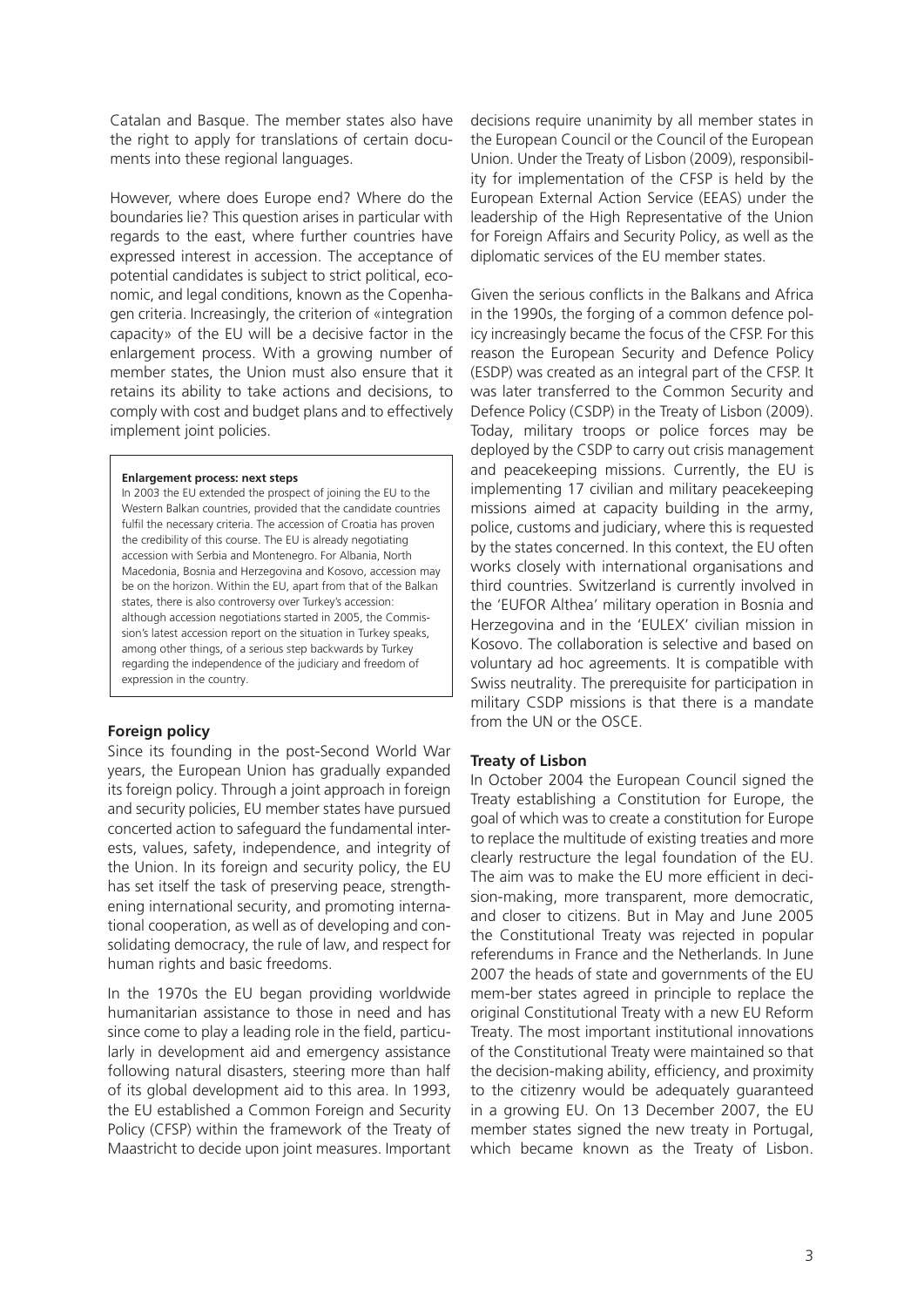Catalan and Basque. The member states also have the right to apply for translations of certain documents into these regional languages.

However, where does Europe end? Where do the boundaries lie? This question arises in particular with regards to the east, where further countries have expressed interest in accession. The acceptance of potential candidates is subject to strict political, economic, and legal conditions, known as the Copenhagen criteria. Increasingly, the criterion of «integration capacity» of the EU will be a decisive factor in the enlargement process. With a growing number of member states, the Union must also ensure that it retains its ability to take actions and decisions, to comply with cost and budget plans and to effectively implement joint policies.

**Enlargement process: next steps**

In 2003 the EU extended the prospect of joining the EU to the Western Balkan countries, provided that the candidate countries fulfil the necessary criteria. The accession of Croatia has proven the credibility of this course. The EU is already negotiating accession with Serbia and Montenegro. For Albania, North Macedonia, Bosnia and Herzegovina and Kosovo, accession may be on the horizon. Within the EU, apart from that of the Balkan states, there is also controversy over Turkey's accession: although accession negotiations started in 2005, the Commission's latest accession report on the situation in Turkey speaks, among other things, of a serious step backwards by Turkey regarding the independence of the judiciary and freedom of expression in the country.

### Foreign policy

Since its founding in the post-Second World War years, the European Union has gradually expanded its foreign policy. Through a joint approach in foreign and security policies, EU member states have pursued concerted action to safeguard the fundamental interests, values, safety, independence, and integrity of the Union. In its foreign and security policy, the EU has set itself the task of preserving peace, strengthening international security, and promoting international cooperation, as well as of developing and consolidating democracy, the rule of law, and respect for human rights and basic freedoms.

In the 1970s the EU began providing worldwide humanitarian assistance to those in need and has since come to play a leading role in the field, particularly in development aid and emergency assistance following natural disasters, steering more than half of its global development aid to this area. In 1993, the EU established a Common Foreign and Security Policy (CFSP) within the framework of the Treaty of Maastricht to decide upon joint measures. Important decisions require unanimity by all member states in the European Council or the Council of the European Union. Under the Treaty of Lisbon (2009), responsibility for implementation of the CFSP is held by the European External Action Service (EEAS) under the leadership of the High Representative of the Union for Foreign Affairs and Security Policy, as well as the diplomatic services of the EU member states.

Given the serious conflicts in the Balkans and Africa in the 1990s, the forging of a common defence policy increasingly became the focus of the CFSP. For this reason the European Security and Defence Policy (ESDP) was created as an integral part of the CFSP. It was later transferred to the Common Security and Defence Policy (CSDP) in the Treaty of Lisbon (2009). Today, military troops or police forces may be deployed by the CSDP to carry out crisis management and peacekeeping missions. Currently, the EU is implementing 17 civilian and military peacekeeping missions aimed at capacity building in the army, police, customs and judiciary, where this is requested by the states concerned. In this context, the EU often works closely with international organisations and third countries. Switzerland is currently involved in the 'EUFOR Althea' military operation in Bosnia and Herzegovina and in the 'EULEX' civilian mission in Kosovo. The collaboration is selective and based on voluntary ad hoc agreements. It is compatible with Swiss neutrality. The prerequisite for participation in military CSDP missions is that there is a mandate from the UN or the OSCE.

### Treaty of Lisbon

In October 2004 the European Council signed the Treaty establishing a Constitution for Europe, the goal of which was to create a constitution for Europe to replace the multitude of existing treaties and more clearly restructure the legal foundation of the EU. The aim was to make the EU more efficient in decision-making, more transparent, more democratic, and closer to citizens. But in May and June 2005 the Constitutional Treaty was rejected in popular referendums in France and the Netherlands. In June 2007 the heads of state and governments of the EU mem-ber states agreed in principle to replace the original Constitutional Treaty with a new EU Reform Treaty. The most important institutional innovations of the Constitutional Treaty were maintained so that the decision-making ability, efficiency, and proximity to the citizenry would be adequately guaranteed in a growing EU. On 13 December 2007, the EU member states signed the new treaty in Portugal, which became known as the Treaty of Lisbon.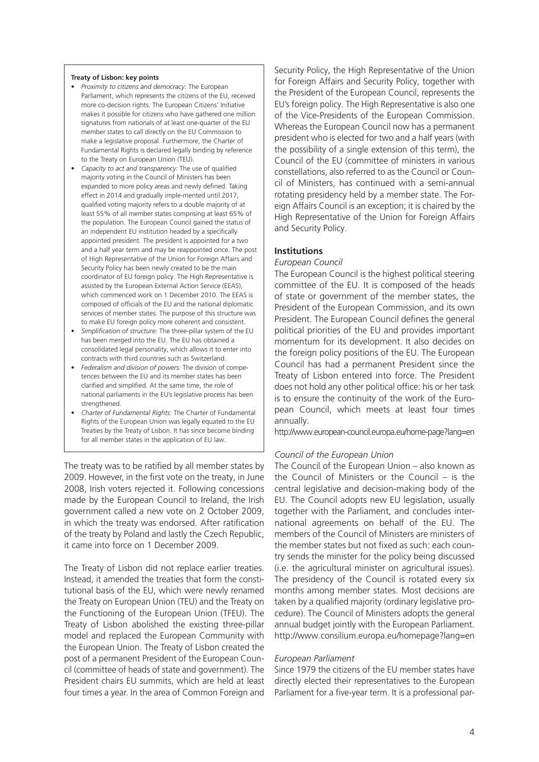**Treaty of Lisbon: key points**

- *Proximity to citizens and democracy:* The European Parliament, which represents the citizens of the EU, received more co-decision rights. The European Citizens' Initiative makes it possible for citizens who have gathered one million signatures from nationals of at least one-quarter of the EU member states to call directly on the EU Commission to make a legislative proposal. Furthermore, the Charter of Fundamental Rights is declared legally binding by reference to the Treaty on European Union (TEU).
- *Capacity to act and transparency:* The use of qualified majority voting in the Council of Ministers has been expanded to more policy areas and newly defined. Taking effect in 2014 and gradually imple-mented until 2017, qualified voting majority refers to a double majority of at least 55% of all member states comprising at least 65% of the population. The European Council gained the status of an independent EU institution headed by a specifically appointed president. The president is appointed for a two and a half year term and may be reappointed once. The post of High Representative of the Union for Foreign Affairs and Security Policy has been newly created to be the main coordinator of EU foreign policy. The High Representative is assisted by the European External Action Service (EEAS), which commenced work on 1 December 2010. The EEAS is composed of officials of the EU and the national diplomatic services of member states. The purpose of this structure was to make EU foreign policy more coherent and consistent.
- *Simplification of structure:* The three-pillar system of the EU has been merged into the EU. The EU has obtained a consolidated legal personality, which allows it to enter into contracts with third countries such as Switzerland.
- *Federalism and division of powers:* The division of competences between the EU and its member states has been clarified and simplified. At the same time, the role of national parliaments in the EU's legislative process has been strengthened.
- *Charter of Fundamental Rights:* The Charter of Fundamental Rights of the European Union was legally equated to the EU Treaties by the Treaty of Lisbon. It has since become binding for all member states in the application of EU law.

The treaty was to be ratified by all member states by 2009. However, in the first vote on the treaty, in June 2008, Irish voters rejected it. Following concessions made by the European Council to Ireland, the Irish government called a new vote on 2 October 2009, in which the treaty was endorsed. After ratification of the treaty by Poland and lastly the Czech Republic, it came into force on 1 December 2009.

The Treaty of Lisbon did not replace earlier treaties. Instead, it amended the treaties that form the constitutional basis of the EU, which were newly renamed the Treaty on European Union (TEU) and the Treaty on the Functioning of the European Union (TFEU). The Treaty of Lisbon abolished the existing three-pillar model and replaced the European Community with the European Union. The Treaty of Lisbon created the post of a permanent President of the European Council (committee of heads of state and government). The President chairs EU summits, which are held at least four times a year. In the area of Common Foreign and Security Policy, the High Representative of the Union for Foreign Affairs and Security Policy, together with the President of the European Council, represents the EU's foreign policy. The High Representative is also one of the Vice-Presidents of the European Commission. Whereas the European Council now has a permanent president who is elected for two and a half years (with the possibility of a single extension of this term), the Council of the EU (committee of ministers in various constellations, also referred to as the Council or Council of Ministers, has continued with a semi-annual rotating presidency held by a member state. The Foreign Affairs Council is an exception; it is chaired by the High Representative of the Union for Foreign Affairs and Security Policy.

## Institutions

### *European Council*

The European Council is the highest political steering committee of the EU. It is composed of the heads of state or government of the member states, the President of the European Commission, and its own President. The European Council defines the general political priorities of the EU and provides important momentum for its development. It also decides on the foreign policy positions of the EU. The European Council has had a permanent President since the Treaty of Lisbon entered into force. The President does not hold any other political office: his or her task is to ensure the continuity of the work of the European Council, which meets at least four times annually.

http://www.european-council.europa.eu/home-page?lang=en

### *Council of the European Union*

The Council of the European Union – also known as the Council of Ministers or the Council – is the central legislative and decision-making body of the EU. The Council adopts new EU legislation, usually together with the Parliament, and concludes international agreements on behalf of the EU. The members of the Council of Ministers are ministers of the member states but not fixed as such: each country sends the minister for the policy being discussed (i.e. the agricultural minister on agricultural issues). The presidency of the Council is rotated every six months among member states. Most decisions are taken by a qualified majority (ordinary legislative procedure). The Council of Ministers adopts the general annual budget jointly with the European Parliament.
http://www.consilium.europa.eu/homepage?lang=en

### *European Parliament*

Since 1979 the citizens of the EU member states have directly elected their representatives to the European Parliament for a five-year term. It is a professional par-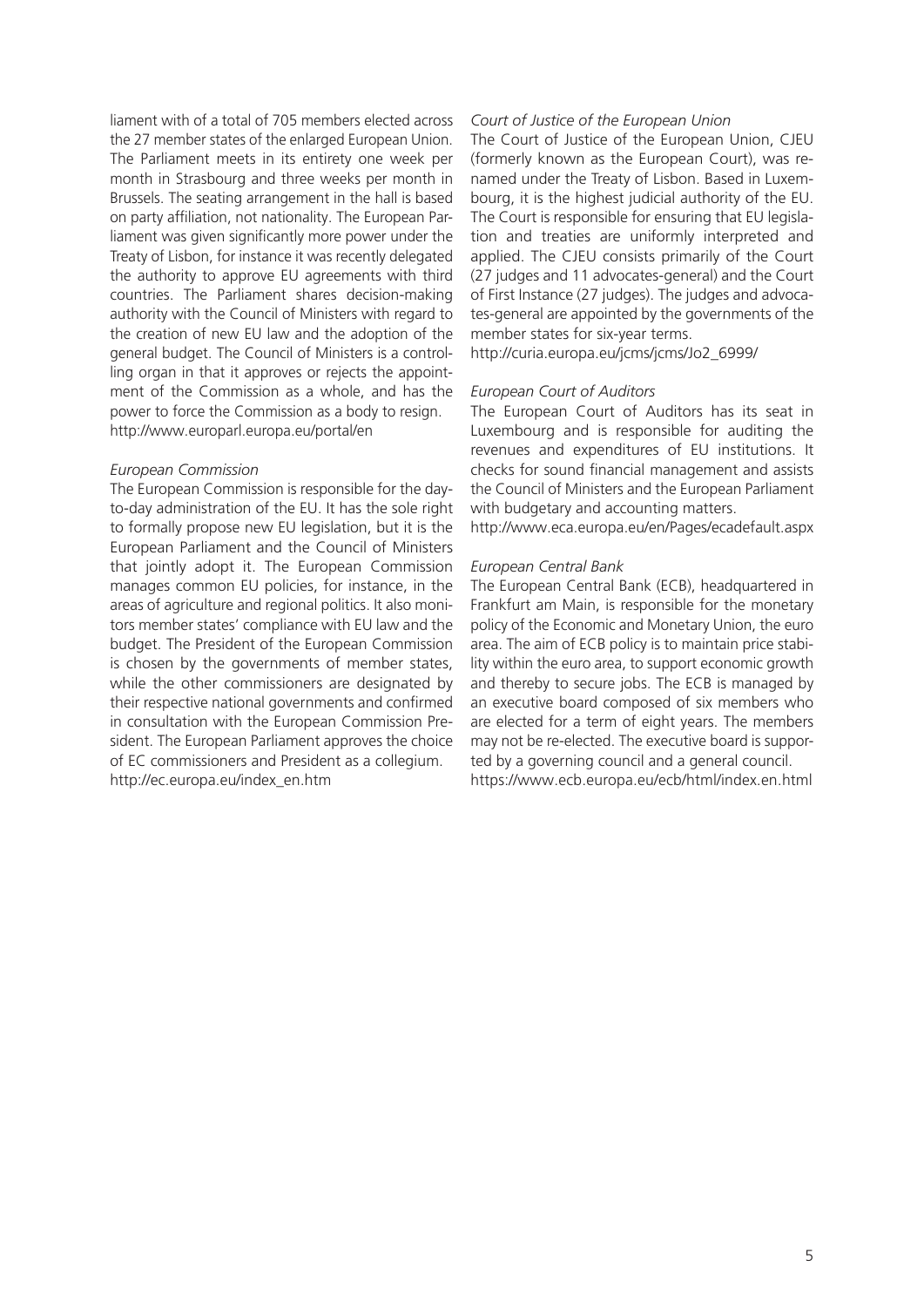liament with of a total of 705 members elected across the 27 member states of the enlarged European Union. The Parliament meets in its entirety one week per month in Strasbourg and three weeks per month in Brussels. The seating arrangement in the hall is based on party affiliation, not nationality. The European Parliament was given significantly more power under the Treaty of Lisbon, for instance it was recently delegated the authority to approve EU agreements with third countries. The Parliament shares decision-making authority with the Council of Ministers with regard to the creation of new EU law and the adoption of the general budget. The Council of Ministers is a controlling organ in that it approves or rejects the appointment of the Commission as a whole, and has the power to force the Commission as a body to resign.
http://www.europarl.europa.eu/portal/en

*European Commission*

The European Commission is responsible for the day-to-day administration of the EU. It has the sole right to formally propose new EU legislation, but it is the European Parliament and the Council of Ministers that jointly adopt it. The European Commission manages common EU policies, for instance, in the areas of agriculture and regional politics. It also monitors member states' compliance with EU law and the budget. The President of the European Commission is chosen by the governments of member states, while the other commissioners are designated by their respective national governments and confirmed in consultation with the European Commission President. The European Parliament approves the choice of EC commissioners and President as a collegium.
http://ec.europa.eu/index_en.htm

*Court of Justice of the European Union*

The Court of Justice of the European Union, CJEU (formerly known as the European Court), was renamed under the Treaty of Lisbon. Based in Luxembourg, it is the highest judicial authority of the EU. The Court is responsible for ensuring that EU legislation and treaties are uniformly interpreted and applied. The CJEU consists primarily of the Court (27 judges and 11 advocates-general) and the Court of First Instance (27 judges). The judges and advocates-general are appointed by the governments of the member states for six-year terms.
http://curia.europa.eu/jcms/jcms/Jo2_6999/

*European Court of Auditors*

The European Court of Auditors has its seat in Luxembourg and is responsible for auditing the revenues and expenditures of EU institutions. It checks for sound financial management and assists the Council of Ministers and the European Parliament with budgetary and accounting matters.
http://www.eca.europa.eu/en/Pages/ecadefault.aspx

*European Central Bank*

The European Central Bank (ECB), headquartered in Frankfurt am Main, is responsible for the monetary policy of the Economic and Monetary Union, the euro area. The aim of ECB policy is to maintain price stability within the euro area, to support economic growth and thereby to secure jobs. The ECB is managed by an executive board composed of six members who are elected for a term of eight years. The members may not be re-elected. The executive board is supported by a governing council and a general council.
https://www.ecb.europa.eu/ecb/html/index.en.html